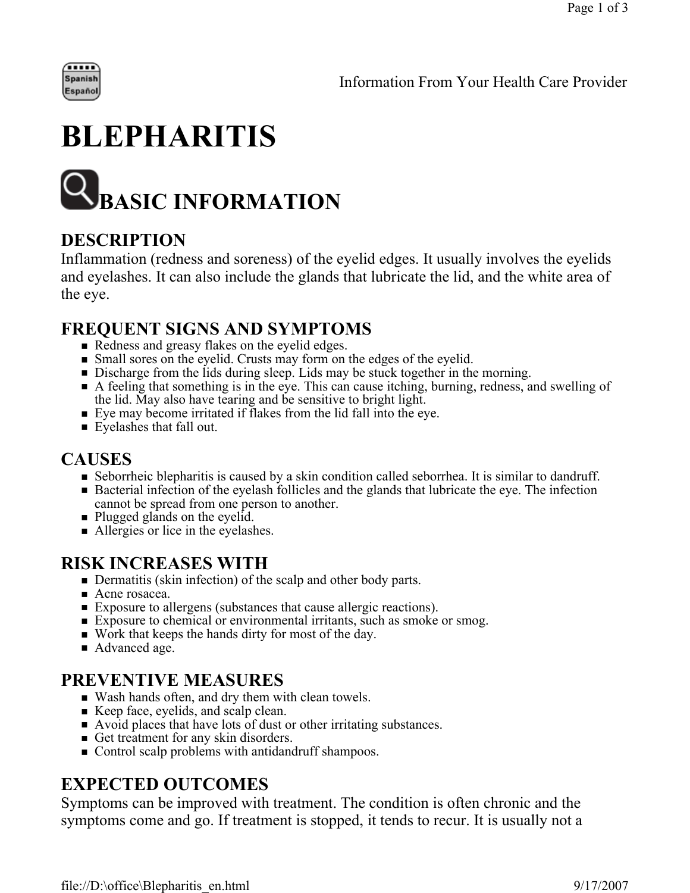Information From Your Health Care Provider

# BLEPHARITIS

## BASIC INFORMATION

### DESCRIPTION

Inflammation (redness and soreness) of the eyelid edges. It usually involves the eyelids and eyelashes. It can also include the glands that lubricate the lid, and the white area of the eye.

### FREQUENT SIGNS AND SYMPTOMS

- Redness and greasy flakes on the eyelid edges.
- Small sores on the eyelid. Crusts may form on the edges of the eyelid.
- Discharge from the lids during sleep. Lids may be stuck together in the morning.
- A feeling that something is in the eye. This can cause itching, burning, redness, and swelling of the lid. May also have tearing and be sensitive to bright light.
- Eye may become irritated if flakes from the lid fall into the eye.
- Eyelashes that fall out.

### CAUSES

- Seborrheic blepharitis is caused by a skin condition called seborrhea. It is similar to dandruff.
- Bacterial infection of the eyelash follicles and the glands that lubricate the eye. The infection cannot be spread from one person to another.
- Plugged glands on the eyelid.
- Allergies or lice in the eyelashes.

### RISK INCREASES WITH

- Dermatitis (skin infection) of the scalp and other body parts.
- Acne rosacea.
- Exposure to allergens (substances that cause allergic reactions).
- Exposure to chemical or environmental irritants, such as smoke or smog.
- Work that keeps the hands dirty for most of the day.
- Advanced age.

### PREVENTIVE MEASURES

- Wash hands often, and dry them with clean towels.
- Keep face, eyelids, and scalp clean.
- Avoid places that have lots of dust or other irritating substances.
- Get treatment for any skin disorders.
- Control scalp problems with antidandruff shampoos.

### EXPECTED OUTCOMES

Symptoms can be improved with treatment. The condition is often chronic and the symptoms come and go. If treatment is stopped, it tends to recur. It is usually not a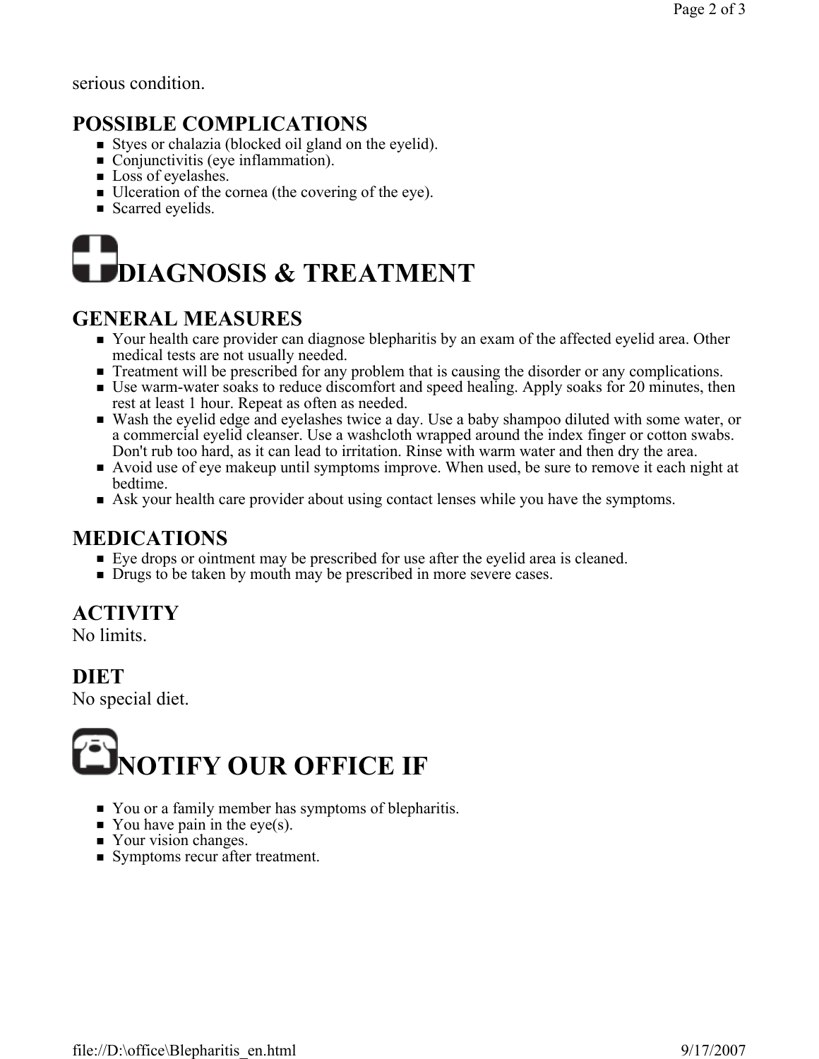serious condition.

## POSSIBLE COMPLICATIONS

- Styes or chalazia (blocked oil gland on the eyelid).
- Conjunctivitis (eye inflammation).
- Loss of eyelashes.
- Ulceration of the cornea (the covering of the eye).
- Scarred eyelids.

# DIAGNOSIS & TREATMENT

## GENERAL MEASURES

- Your health care provider can diagnose blepharitis by an exam of the affected eyelid area. Other medical tests are not usually needed.
- Treatment will be prescribed for any problem that is causing the disorder or any complications.
- Use warm-water soaks to reduce discomfort and speed healing. Apply soaks for 20 minutes, then rest at least 1 hour. Repeat as often as needed.
- Wash the eyelid edge and eyelashes twice a day. Use a baby shampoo diluted with some water, or a commercial eyelid cleanser. Use a washcloth wrapped around the index finger or cotton swabs. Don't rub too hard, as it can lead to irritation. Rinse with warm water and then dry the area.
- Avoid use of eye makeup until symptoms improve. When used, be sure to remove it each night at bedtime.
- Ask your health care provider about using contact lenses while you have the symptoms.

## MEDICATIONS

- Eye drops or ointment may be prescribed for use after the eyelid area is cleaned.
- Drugs to be taken by mouth may be prescribed in more severe cases.

## ACTIVITY

No limits.

## DIET

No special diet.

# NOTIFY OUR OFFICE IF

- You or a family member has symptoms of blepharitis.
- You have pain in the eye(s).
- Your vision changes.
- Symptoms recur after treatment.